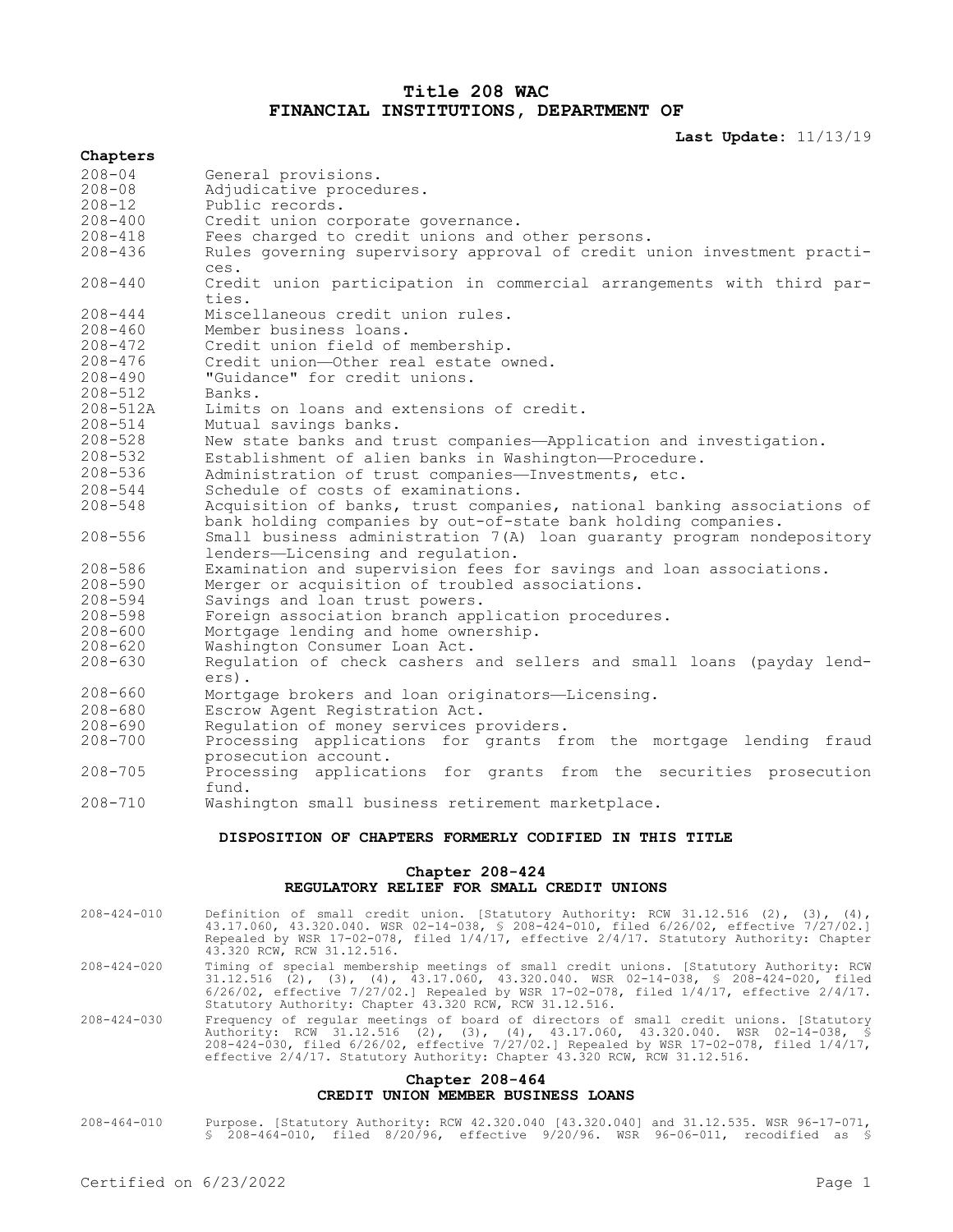# Title 208 WAC
# FINANCIAL INSTITUTIONS, DEPARTMENT OF

**Last Update:** 11/13/19

**Chapters**

| | |
|---|---|
| 208-04 | General provisions. |
| 208-08 | Adjudicative procedures. |
| 208-12 | Public records. |
| 208-400 | Credit union corporate governance. |
| 208-418 | Fees charged to credit unions and other persons. |
| 208-436 | Rules governing supervisory approval of credit union investment practices. |
| 208-440 | Credit union participation in commercial arrangements with third parties. |
| 208-444 | Miscellaneous credit union rules. |
| 208-460 | Member business loans. |
| 208-472 | Credit union field of membership. |
| 208-476 | Credit union—Other real estate owned. |
| 208-490 | "Guidance" for credit unions. |
| 208-512 | Banks. |
| 208-512A | Limits on loans and extensions of credit. |
| 208-514 | Mutual savings banks. |
| 208-528 | New state banks and trust companies—Application and investigation. |
| 208-532 | Establishment of alien banks in Washington—Procedure. |
| 208-536 | Administration of trust companies—Investments, etc. |
| 208-544 | Schedule of costs of examinations. |
| 208-548 | Acquisition of banks, trust companies, national banking associations of bank holding companies by out-of-state bank holding companies. |
| 208-556 | Small business administration 7(A) loan guaranty program nondepository lenders—Licensing and regulation. |
| 208-586 | Examination and supervision fees for savings and loan associations. |
| 208-590 | Merger or acquisition of troubled associations. |
| 208-594 | Savings and loan trust powers. |
| 208-598 | Foreign association branch application procedures. |
| 208-600 | Mortgage lending and home ownership. |
| 208-620 | Washington Consumer Loan Act. |
| 208-630 | Regulation of check cashers and sellers and small loans (payday lenders). |
| 208-660 | Mortgage brokers and loan originators—Licensing. |
| 208-680 | Escrow Agent Registration Act. |
| 208-690 | Regulation of money services providers. |
| 208-700 | Processing applications for grants from the mortgage lending fraud prosecution account. |
| 208-705 | Processing applications for grants from the securities prosecution fund. |
| 208-710 | Washington small business retirement marketplace. |

## DISPOSITION OF CHAPTERS FORMERLY CODIFIED IN THIS TITLE

### Chapter 208-424
### REGULATORY RELIEF FOR SMALL CREDIT UNIONS

208-424-010 Definition of small credit union. [Statutory Authority: RCW 31.12.516 (2), (3), (4), 43.17.060, 43.320.040. WSR 02-14-038, § 208-424-010, filed 6/26/02, effective 7/27/02.] Repealed by WSR 17-02-078, filed 1/4/17, effective 2/4/17. Statutory Authority: Chapter 43.320 RCW, RCW 31.12.516.

208-424-020 Timing of special membership meetings of small credit unions. [Statutory Authority: RCW 31.12.516 (2), (3), (4), 43.17.060, 43.320.040. WSR 02-14-038, § 208-424-020, filed 6/26/02, effective 7/27/02.] Repealed by WSR 17-02-078, filed 1/4/17, effective 2/4/17. Statutory Authority: Chapter 43.320 RCW, RCW 31.12.516.

208-424-030 Frequency of regular meetings of board of directors of small credit unions. [Statutory Authority: RCW 31.12.516 (2), (3), (4), 43.17.060, 43.320.040. WSR 02-14-038, § 208-424-030, filed 6/26/02, effective 7/27/02.] Repealed by WSR 17-02-078, filed 1/4/17, effective 2/4/17. Statutory Authority: Chapter 43.320 RCW, RCW 31.12.516.

### Chapter 208-464
### CREDIT UNION MEMBER BUSINESS LOANS

208-464-010 Purpose. [Statutory Authority: RCW 42.320.040 [43.320.040] and 31.12.535. WSR 96-17-071, § 208-464-010, filed 8/20/96, effective 9/20/96. WSR 96-06-011, recodified as §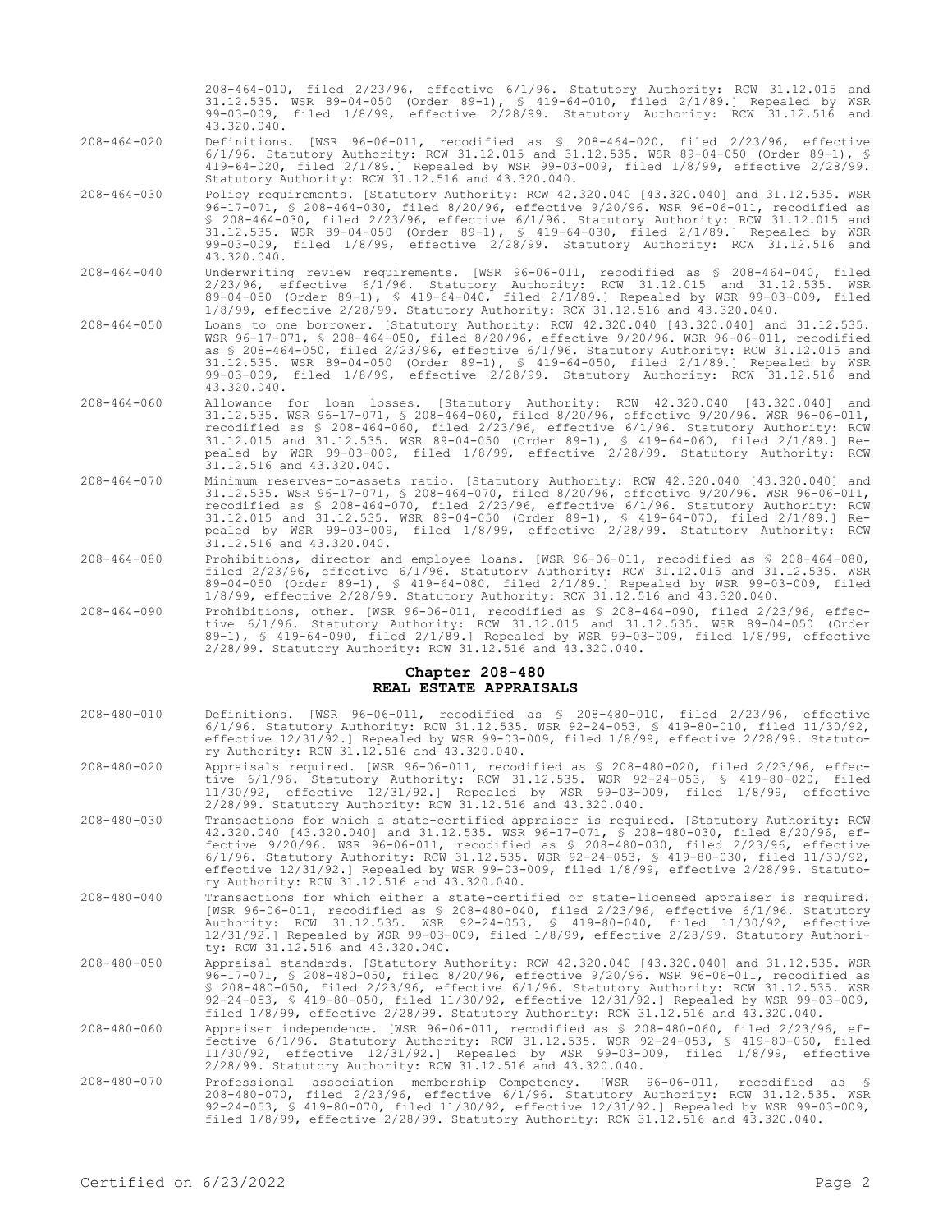208-464-010, filed 2/23/96, effective 6/1/96. Statutory Authority: RCW 31.12.015 and 31.12.535. WSR 89-04-050 (Order 89-1), § 419-64-010, filed 2/1/89.] Repealed by WSR 99-03-009, filed 1/8/99, effective 2/28/99. Statutory Authority: RCW 31.12.516 and 43.320.040.

208-464-020 Definitions. [WSR 96-06-011, recodified as § 208-464-020, filed 2/23/96, effective 6/1/96. Statutory Authority: RCW 31.12.015 and 31.12.535. WSR 89-04-050 (Order 89-1), § 419-64-020, filed 2/1/89.] Repealed by WSR 99-03-009, filed 1/8/99, effective 2/28/99. Statutory Authority: RCW 31.12.516 and 43.320.040.

208-464-030 Policy requirements. [Statutory Authority: RCW 42.320.040 [43.320.040] and 31.12.535. WSR 96-17-071, § 208-464-030, filed 8/20/96, effective 9/20/96. WSR 96-06-011, recodified as § 208-464-030, filed 2/23/96, effective 6/1/96. Statutory Authority: RCW 31.12.015 and 31.12.535. WSR 89-04-050 (Order 89-1), § 419-64-030, filed 2/1/89.] Repealed by WSR 99-03-009, filed 1/8/99, effective 2/28/99. Statutory Authority: RCW 31.12.516 and 43.320.040.

208-464-040 Underwriting review requirements. [WSR 96-06-011, recodified as § 208-464-040, filed 2/23/96, effective 6/1/96. Statutory Authority: RCW 31.12.015 and 31.12.535. WSR 89-04-050 (Order 89-1), § 419-64-040, filed 2/1/89.] Repealed by WSR 99-03-009, filed 1/8/99, effective 2/28/99. Statutory Authority: RCW 31.12.516 and 43.320.040.

208-464-050 Loans to one borrower. [Statutory Authority: RCW 42.320.040 [43.320.040] and 31.12.535. WSR 96-17-071, § 208-464-050, filed 8/20/96, effective 9/20/96. WSR 96-06-011, recodified as § 208-464-050, filed 2/23/96, effective 6/1/96. Statutory Authority: RCW 31.12.015 and 31.12.535. WSR 89-04-050 (Order 89-1), § 419-64-050, filed 2/1/89.] Repealed by WSR 99-03-009, filed 1/8/99, effective 2/28/99. Statutory Authority: RCW 31.12.516 and 43.320.040.

208-464-060 Allowance for loan losses. [Statutory Authority: RCW 42.320.040 [43.320.040] and 31.12.535. WSR 96-17-071, § 208-464-060, filed 8/20/96, effective 9/20/96. WSR 96-06-011, recodified as § 208-464-060, filed 2/23/96, effective 6/1/96. Statutory Authority: RCW 31.12.015 and 31.12.535. WSR 89-04-050 (Order 89-1), § 419-64-060, filed 2/1/89.] Repealed by WSR 99-03-009, filed 1/8/99, effective 2/28/99. Statutory Authority: RCW 31.12.516 and 43.320.040.

208-464-070 Minimum reserves-to-assets ratio. [Statutory Authority: RCW 42.320.040 [43.320.040] and 31.12.535. WSR 96-17-071, § 208-464-070, filed 8/20/96, effective 9/20/96. WSR 96-06-011, recodified as § 208-464-070, filed 2/23/96, effective 6/1/96. Statutory Authority: RCW 31.12.015 and 31.12.535. WSR 89-04-050 (Order 89-1), § 419-64-070, filed 2/1/89.] Repealed by WSR 99-03-009, filed 1/8/99, effective 2/28/99. Statutory Authority: RCW 31.12.516 and 43.320.040.

208-464-080 Prohibitions, director and employee loans. [WSR 96-06-011, recodified as § 208-464-080, filed 2/23/96, effective 6/1/96. Statutory Authority: RCW 31.12.015 and 31.12.535. WSR 89-04-050 (Order 89-1), § 419-64-080, filed 2/1/89.] Repealed by WSR 99-03-009, filed 1/8/99, effective 2/28/99. Statutory Authority: RCW 31.12.516 and 43.320.040.

208-464-090 Prohibitions, other. [WSR 96-06-011, recodified as § 208-464-090, filed 2/23/96, effective 6/1/96. Statutory Authority: RCW 31.12.015 and 31.12.535. WSR 89-04-050 (Order 89-1), § 419-64-090, filed 2/1/89.] Repealed by WSR 99-03-009, filed 1/8/99, effective 2/28/99. Statutory Authority: RCW 31.12.516 and 43.320.040.

## Chapter 208-480
## REAL ESTATE APPRAISALS

208-480-010 Definitions. [WSR 96-06-011, recodified as § 208-480-010, filed 2/23/96, effective 6/1/96. Statutory Authority: RCW 31.12.535. WSR 92-24-053, § 419-80-010, filed 11/30/92, effective 12/31/92.] Repealed by WSR 99-03-009, filed 1/8/99, effective 2/28/99. Statutory Authority: RCW 31.12.516 and 43.320.040.

208-480-020 Appraisals required. [WSR 96-06-011, recodified as § 208-480-020, filed 2/23/96, effective 6/1/96. Statutory Authority: RCW 31.12.535. WSR 92-24-053, § 419-80-020, filed 11/30/92, effective 12/31/92.] Repealed by WSR 99-03-009, filed 1/8/99, effective 2/28/99. Statutory Authority: RCW 31.12.516 and 43.320.040.

208-480-030 Transactions for which a state-certified appraiser is required. [Statutory Authority: RCW 42.320.040 [43.320.040] and 31.12.535. WSR 96-17-071, § 208-480-030, filed 8/20/96, effective 9/20/96. WSR 96-06-011, recodified as § 208-480-030, filed 2/23/96, effective 6/1/96. Statutory Authority: RCW 31.12.535. WSR 92-24-053, § 419-80-030, filed 11/30/92, effective 12/31/92.] Repealed by WSR 99-03-009, filed 1/8/99, effective 2/28/99. Statutory Authority: RCW 31.12.516 and 43.320.040.

208-480-040 Transactions for which either a state-certified or state-licensed appraiser is required. [WSR 96-06-011, recodified as § 208-480-040, filed 2/23/96, effective 6/1/96. Statutory Authority: RCW 31.12.535. WSR 92-24-053, § 419-80-040, filed 11/30/92, effective 12/31/92.] Repealed by WSR 99-03-009, filed 1/8/99, effective 2/28/99. Statutory Authority: RCW 31.12.516 and 43.320.040.

208-480-050 Appraisal standards. [Statutory Authority: RCW 42.320.040 [43.320.040] and 31.12.535. WSR 96-17-071, § 208-480-050, filed 8/20/96, effective 9/20/96. WSR 96-06-011, recodified as § 208-480-050, filed 2/23/96, effective 6/1/96. Statutory Authority: RCW 31.12.535. WSR 92-24-053, § 419-80-050, filed 11/30/92, effective 12/31/92.] Repealed by WSR 99-03-009, filed 1/8/99, effective 2/28/99. Statutory Authority: RCW 31.12.516 and 43.320.040.

208-480-060 Appraiser independence. [WSR 96-06-011, recodified as § 208-480-060, filed 2/23/96, effective 6/1/96. Statutory Authority: RCW 31.12.535. WSR 92-24-053, § 419-80-060, filed 11/30/92, effective 12/31/92.] Repealed by WSR 99-03-009, filed 1/8/99, effective 2/28/99. Statutory Authority: RCW 31.12.516 and 43.320.040.

208-480-070 Professional association membership—Competency. [WSR 96-06-011, recodified as § 208-480-070, filed 2/23/96, effective 6/1/96. Statutory Authority: RCW 31.12.535. WSR 92-24-053, § 419-80-070, filed 11/30/92, effective 12/31/92.] Repealed by WSR 99-03-009, filed 1/8/99, effective 2/28/99. Statutory Authority: RCW 31.12.516 and 43.320.040.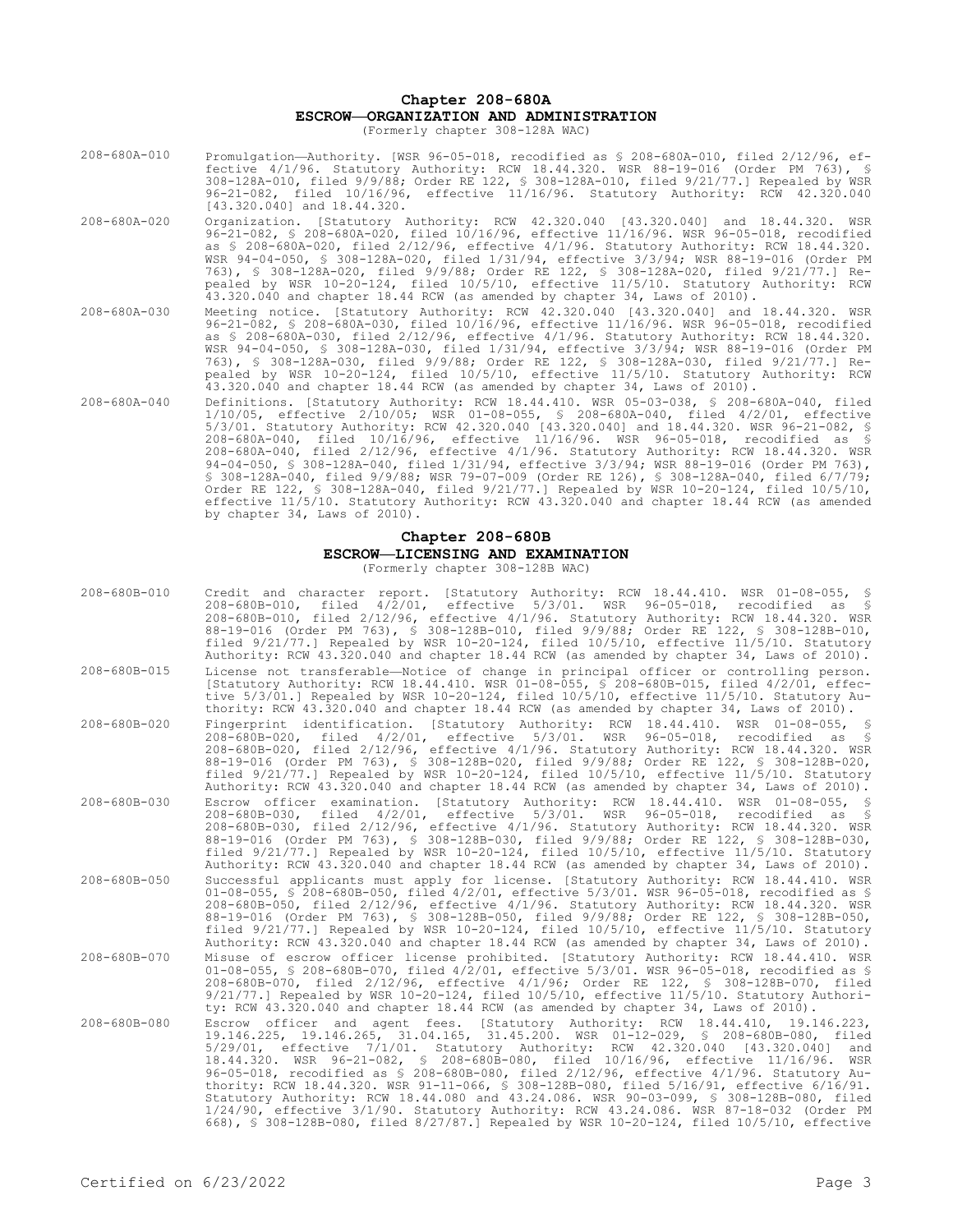## Chapter 208-680A
## ESCROW—ORGANIZATION AND ADMINISTRATION
(Formerly chapter 308-128A WAC)

208-680A-010 Promulgation—Authority. [WSR 96-05-018, recodified as § 208-680A-010, filed 2/12/96, effective 4/1/96. Statutory Authority: RCW 18.44.320. WSR 88-19-016 (Order PM 763), § 308-128A-010, filed 9/9/88; Order RE 122, § 308-128A-010, filed 9/21/77.] Repealed by WSR 96-21-082, filed 10/16/96, effective 11/16/96. Statutory Authority: RCW 42.320.040 [43.320.040] and 18.44.320.

208-680A-020 Organization. [Statutory Authority: RCW 42.320.040 [43.320.040] and 18.44.320. WSR 96-21-082, § 208-680A-020, filed 10/16/96, effective 11/16/96. WSR 96-05-018, recodified as § 208-680A-020, filed 2/12/96, effective 4/1/96. Statutory Authority: RCW 18.44.320. WSR 94-04-050, § 308-128A-020, filed 1/31/94, effective 3/3/94; WSR 88-19-016 (Order PM 763), § 308-128A-020, filed 9/9/88; Order RE 122, § 308-128A-020, filed 9/21/77.] Repealed by WSR 10-20-124, filed 10/5/10, effective 11/5/10. Statutory Authority: RCW 43.320.040 and chapter 18.44 RCW (as amended by chapter 34, Laws of 2010).

208-680A-030 Meeting notice. [Statutory Authority: RCW 42.320.040 [43.320.040] and 18.44.320. WSR 96-21-082, § 208-680A-030, filed 10/16/96, effective 11/16/96. WSR 96-05-018, recodified as § 208-680A-030, filed 2/12/96, effective 4/1/96. Statutory Authority: RCW 18.44.320. WSR 94-04-050, § 308-128A-030, filed 1/31/94, effective 3/3/94; WSR 88-19-016 (Order PM 763), § 308-128A-030, filed 9/9/88; Order RE 122, § 308-128A-030, filed 9/21/77.] Repealed by WSR 10-20-124, filed 10/5/10, effective 11/5/10. Statutory Authority: RCW 43.320.040 and chapter 18.44 RCW (as amended by chapter 34, Laws of 2010).

208-680A-040 Definitions. [Statutory Authority: RCW 18.44.410. WSR 05-03-038, § 208-680A-040, filed 1/10/05, effective 2/10/05; WSR 01-08-055, § 208-680A-040, filed 4/2/01, effective 5/3/01. Statutory Authority: RCW 42.320.040 [43.320.040] and 18.44.320. WSR 96-21-082, § 208-680A-040, filed 10/16/96, effective 11/16/96. WSR 96-05-018, recodified as § 208-680A-040, filed 2/12/96, effective 4/1/96. Statutory Authority: RCW 18.44.320. WSR 94-04-050, § 308-128A-040, filed 1/31/94, effective 3/3/94; WSR 88-19-016 (Order PM 763), § 308-128A-040, filed 9/9/88; WSR 79-07-009 (Order RE 126), § 308-128A-040, filed 6/7/79; Order RE 122, § 308-128A-040, filed 9/21/77.] Repealed by WSR 10-20-124, filed 10/5/10, effective 11/5/10. Statutory Authority: RCW 43.320.040 and chapter 18.44 RCW (as amended by chapter 34, Laws of 2010).

## Chapter 208-680B
## ESCROW—LICENSING AND EXAMINATION
(Formerly chapter 308-128B WAC)

208-680B-010 Credit and character report. [Statutory Authority: RCW 18.44.410. WSR 01-08-055, § 208-680B-010, filed 4/2/01, effective 5/3/01. WSR 96-05-018, recodified as § 208-680B-010, filed 2/12/96, effective 4/1/96. Statutory Authority: RCW 18.44.320. WSR 88-19-016 (Order PM 763), § 308-128B-010, filed 9/9/88; Order RE 122, § 308-128B-010, filed 9/21/77.] Repealed by WSR 10-20-124, filed 10/5/10, effective 11/5/10. Statutory Authority: RCW 43.320.040 and chapter 18.44 RCW (as amended by chapter 34, Laws of 2010).

208-680B-015 License not transferable—Notice of change in principal officer or controlling person. [Statutory Authority: RCW 18.44.410. WSR 01-08-055, § 208-680B-015, filed 4/2/01, effective 5/3/01.] Repealed by WSR 10-20-124, filed 10/5/10, effective 11/5/10. Statutory Authority: RCW 43.320.040 and chapter 18.44 RCW (as amended by chapter 34, Laws of 2010).

208-680B-020 Fingerprint identification. [Statutory Authority: RCW 18.44.410. WSR 01-08-055, § 208-680B-020, filed 4/2/01, effective 5/3/01. WSR 96-05-018, recodified as § 208-680B-020, filed 2/12/96, effective 4/1/96. Statutory Authority: RCW 18.44.320. WSR 88-19-016 (Order PM 763), § 308-128B-020, filed 9/9/88; Order RE 122, § 308-128B-020, filed 9/21/77.] Repealed by WSR 10-20-124, filed 10/5/10, effective 11/5/10. Statutory Authority: RCW 43.320.040 and chapter 18.44 RCW (as amended by chapter 34, Laws of 2010).

208-680B-030 Escrow officer examination. [Statutory Authority: RCW 18.44.410. WSR 01-08-055, § 208-680B-030, filed 4/2/01, effective 5/3/01. WSR 96-05-018, recodified as § 208-680B-030, filed 2/12/96, effective 4/1/96. Statutory Authority: RCW 18.44.320. WSR 88-19-016 (Order PM 763), § 308-128B-030, filed 9/9/88; Order RE 122, § 308-128B-030, filed 9/21/77.] Repealed by WSR 10-20-124, filed 10/5/10, effective 11/5/10. Statutory Authority: RCW 43.320.040 and chapter 18.44 RCW (as amended by chapter 34, Laws of 2010).

208-680B-050 Successful applicants must apply for license. [Statutory Authority: RCW 18.44.410. WSR 01-08-055, § 208-680B-050, filed 4/2/01, effective 5/3/01. WSR 96-05-018, recodified as § 208-680B-050, filed 2/12/96, effective 4/1/96. Statutory Authority: RCW 18.44.320. WSR 88-19-016 (Order PM 763), § 308-128B-050, filed 9/9/88; Order RE 122, § 308-128B-050, filed 9/21/77.] Repealed by WSR 10-20-124, filed 10/5/10, effective 11/5/10. Statutory Authority: RCW 43.320.040 and chapter 18.44 RCW (as amended by chapter 34, Laws of 2010).

208-680B-070 Misuse of escrow officer license prohibited. [Statutory Authority: RCW 18.44.410. WSR 01-08-055, § 208-680B-070, filed 4/2/01, effective 5/3/01. WSR 96-05-018, recodified as § 208-680B-070, filed 2/12/96, effective 4/1/96; Order RE 122, § 308-128B-070, filed 9/21/77.] Repealed by WSR 10-20-124, filed 10/5/10, effective 11/5/10. Statutory Authority: RCW 43.320.040 and chapter 18.44 RCW (as amended by chapter 34, Laws of 2010).

208-680B-080 Escrow officer and agent fees. [Statutory Authority: RCW 18.44.410, 19.146.223, 19.146.225, 19.146.265, 31.04.165, 31.45.200. WSR 01-12-029, § 208-680B-080, filed 5/29/01, effective 7/1/01. Statutory Authority: RCW 42.320.040 [43.320.040] and 18.44.320. WSR 96-21-082, § 208-680B-080, filed 10/16/96, effective 11/16/96. WSR 96-05-018, recodified as § 208-680B-080, filed 2/12/96, effective 4/1/96. Statutory Authority: RCW 18.44.320. WSR 91-11-066, § 308-128B-080, filed 5/16/91, effective 6/16/91. Statutory Authority: RCW 18.44.080 and 43.24.086. WSR 90-03-099, § 308-128B-080, filed 1/24/90, effective 3/1/90. Statutory Authority: RCW 43.24.086. WSR 87-18-032 (Order PM 668), § 308-128B-080, filed 8/27/87.] Repealed by WSR 10-20-124, filed 10/5/10, effective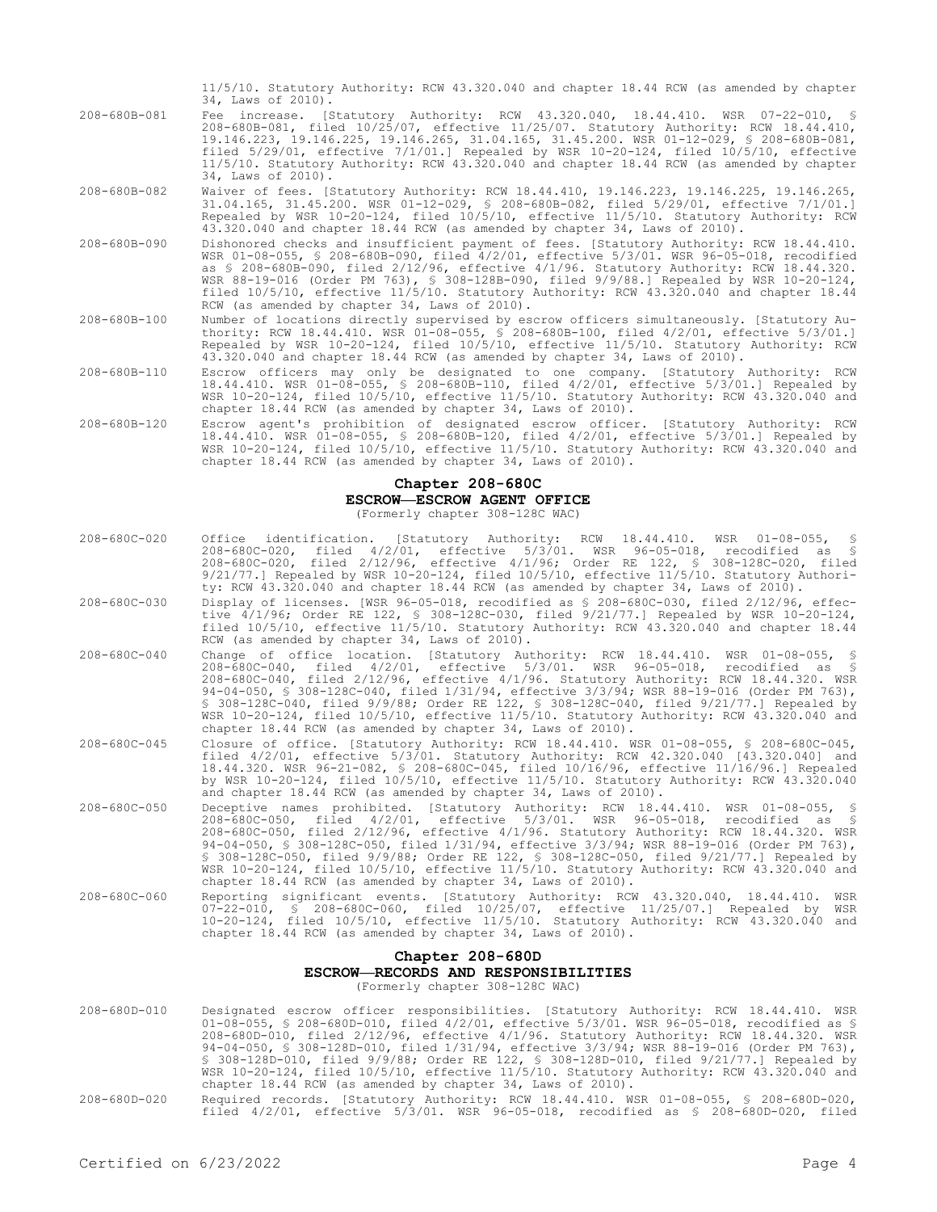11/5/10. Statutory Authority: RCW 43.320.040 and chapter 18.44 RCW (as amended by chapter 34, Laws of 2010).

208-680B-081 Fee increase. [Statutory Authority: RCW 43.320.040, 18.44.410. WSR 07-22-010, § 208-680B-081, filed 10/25/07, effective 11/25/07. Statutory Authority: RCW 18.44.410, 19.146.223, 19.146.225, 19.146.265, 31.04.165, 31.45.200. WSR 01-12-029, § 208-680B-081, filed 5/29/01, effective 7/1/01.] Repealed by WSR 10-20-124, filed 10/5/10, effective 11/5/10. Statutory Authority: RCW 43.320.040 and chapter 18.44 RCW (as amended by chapter 34, Laws of 2010).

208-680B-082 Waiver of fees. [Statutory Authority: RCW 18.44.410, 19.146.223, 19.146.225, 19.146.265, 31.04.165, 31.45.200. WSR 01-12-029, § 208-680B-082, filed 5/29/01, effective 7/1/01.] Repealed by WSR 10-20-124, filed 10/5/10, effective 11/5/10. Statutory Authority: RCW 43.320.040 and chapter 18.44 RCW (as amended by chapter 34, Laws of 2010).

208-680B-090 Dishonored checks and insufficient payment of fees. [Statutory Authority: RCW 18.44.410. WSR 01-08-055, § 208-680B-090, filed 4/2/01, effective 5/3/01. WSR 96-05-018, recodified as § 208-680B-090, filed 2/12/96, effective 4/1/96. Statutory Authority: RCW 18.44.320. WSR 88-19-016 (Order PM 763), § 308-128B-090, filed 9/9/88.] Repealed by WSR 10-20-124, filed 10/5/10, effective 11/5/10. Statutory Authority: RCW 43.320.040 and chapter 18.44 RCW (as amended by chapter 34, Laws of 2010).

208-680B-100 Number of locations directly supervised by escrow officers simultaneously. [Statutory Authority: RCW 18.44.410. WSR 01-08-055, § 208-680B-100, filed 4/2/01, effective 5/3/01.] Repealed by WSR 10-20-124, filed 10/5/10, effective 11/5/10. Statutory Authority: RCW 43.320.040 and chapter 18.44 RCW (as amended by chapter 34, Laws of 2010).

208-680B-110 Escrow officers may only be designated to one company. [Statutory Authority: RCW 18.44.410. WSR 01-08-055, § 208-680B-110, filed 4/2/01, effective 5/3/01.] Repealed by WSR 10-20-124, filed 10/5/10, effective 11/5/10. Statutory Authority: RCW 43.320.040 and chapter 18.44 RCW (as amended by chapter 34, Laws of 2010).

208-680B-120 Escrow agent's prohibition of designated escrow officer. [Statutory Authority: RCW 18.44.410. WSR 01-08-055, § 208-680B-120, filed 4/2/01, effective 5/3/01.] Repealed by WSR 10-20-124, filed 10/5/10, effective 11/5/10. Statutory Authority: RCW 43.320.040 and chapter 18.44 RCW (as amended by chapter 34, Laws of 2010).

## Chapter 208-680C
## ESCROW—ESCROW AGENT OFFICE
(Formerly chapter 308-128C WAC)

208-680C-020 Office identification. [Statutory Authority: RCW 18.44.410. WSR 01-08-055, § 208-680C-020, filed 4/2/01, effective 5/3/01. WSR 96-05-018, recodified as § 208-680C-020, filed 2/12/96, effective 4/1/96; Order RE 122, § 308-128C-020, filed 9/21/77.] Repealed by WSR 10-20-124, filed 10/5/10, effective 11/5/10. Statutory Authority: RCW 43.320.040 and chapter 18.44 RCW (as amended by chapter 34, Laws of 2010).

208-680C-030 Display of licenses. [WSR 96-05-018, recodified as § 208-680C-030, filed 2/12/96, effective 4/1/96; Order RE 122, § 308-128C-030, filed 9/21/77.] Repealed by WSR 10-20-124, filed 10/5/10, effective 11/5/10. Statutory Authority: RCW 43.320.040 and chapter 18.44 RCW (as amended by chapter 34, Laws of 2010).

208-680C-040 Change of office location. [Statutory Authority: RCW 18.44.410. WSR 01-08-055, § 208-680C-040, filed 4/2/01, effective 5/3/01. WSR 96-05-018, recodified as § 208-680C-040, filed 2/12/96, effective 4/1/96. Statutory Authority: RCW 18.44.320. WSR 94-04-050, § 308-128C-040, filed 1/31/94, effective 3/3/94; WSR 88-19-016 (Order PM 763), § 308-128C-040, filed 9/9/88; Order RE 122, § 308-128C-040, filed 9/21/77.] Repealed by WSR 10-20-124, filed 10/5/10, effective 11/5/10. Statutory Authority: RCW 43.320.040 and chapter 18.44 RCW (as amended by chapter 34, Laws of 2010).

208-680C-045 Closure of office. [Statutory Authority: RCW 18.44.410. WSR 01-08-055, § 208-680C-045, filed 4/2/01, effective 5/3/01. Statutory Authority: RCW 42.320.040 [43.320.040] and 18.44.320. WSR 96-21-082, § 208-680C-045, filed 10/16/96, effective 11/16/96.] Repealed by WSR 10-20-124, filed 10/5/10, effective 11/5/10. Statutory Authority: RCW 43.320.040 and chapter 18.44 RCW (as amended by chapter 34, Laws of 2010).

208-680C-050 Deceptive names prohibited. [Statutory Authority: RCW 18.44.410. WSR 01-08-055, § 208-680C-050, filed 4/2/01, effective 5/3/01. WSR 96-05-018, recodified as § 208-680C-050, filed 2/12/96, effective 4/1/96. Statutory Authority: RCW 18.44.320. WSR 94-04-050, § 308-128C-050, filed 1/31/94, effective 3/3/94; WSR 88-19-016 (Order PM 763), § 308-128C-050, filed 9/9/88; Order RE 122, § 308-128C-050, filed 9/21/77.] Repealed by WSR 10-20-124, filed 10/5/10, effective 11/5/10. Statutory Authority: RCW 43.320.040 and chapter 18.44 RCW (as amended by chapter 34, Laws of 2010).

208-680C-060 Reporting significant events. [Statutory Authority: RCW 43.320.040, 18.44.410. WSR 07-22-010, § 208-680C-060, filed 10/25/07, effective 11/25/07.] Repealed by WSR 10-20-124, filed 10/5/10, effective 11/5/10. Statutory Authority: RCW 43.320.040 and chapter 18.44 RCW (as amended by chapter 34, Laws of 2010).

## Chapter 208-680D
## ESCROW—RECORDS AND RESPONSIBILITIES
(Formerly chapter 308-128C WAC)

208-680D-010 Designated escrow officer responsibilities. [Statutory Authority: RCW 18.44.410. WSR 01-08-055, § 208-680D-010, filed 4/2/01, effective 5/3/01. WSR 96-05-018, recodified as § 208-680D-010, filed 2/12/96, effective 4/1/96. Statutory Authority: RCW 18.44.320. WSR 94-04-050, § 308-128D-010, filed 1/31/94, effective 3/3/94; WSR 88-19-016 (Order PM 763), § 308-128D-010, filed 9/9/88; Order RE 122, § 308-128D-010, filed 9/21/77.] Repealed by WSR 10-20-124, filed 10/5/10, effective 11/5/10. Statutory Authority: RCW 43.320.040 and chapter 18.44 RCW (as amended by chapter 34, Laws of 2010).

208-680D-020 Required records. [Statutory Authority: RCW 18.44.410. WSR 01-08-055, § 208-680D-020, filed 4/2/01, effective 5/3/01. WSR 96-05-018, recodified as § 208-680D-020, filed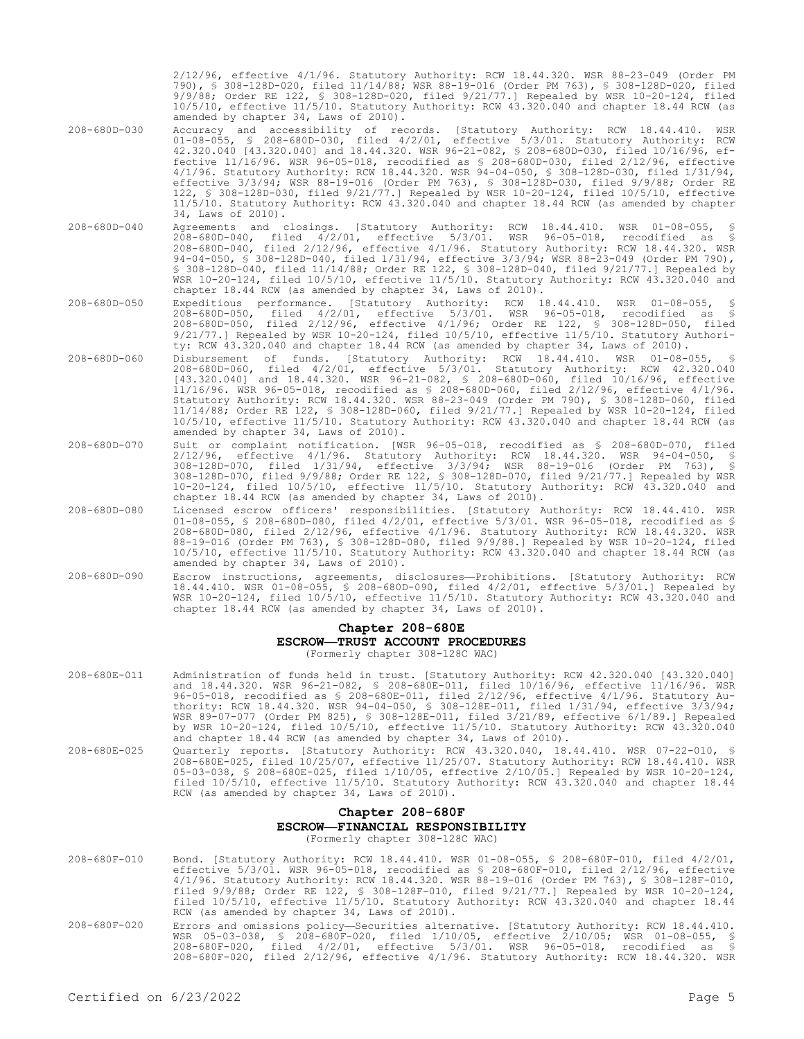2/12/96, effective 4/1/96. Statutory Authority: RCW 18.44.320. WSR 88-23-049 (Order PM 790), § 308-128D-020, filed 11/14/88; WSR 88-19-016 (Order PM 763), § 308-128D-020, filed 9/9/88; Order RE 122, § 308-128D-020, filed 9/21/77.] Repealed by WSR 10-20-124, filed 10/5/10, effective 11/5/10. Statutory Authority: RCW 43.320.040 and chapter 18.44 RCW (as amended by chapter 34, Laws of 2010).

208-680D-030 Accuracy and accessibility of records. [Statutory Authority: RCW 18.44.410. WSR 01-08-055, § 208-680D-030, filed 4/2/01, effective 5/3/01. Statutory Authority: RCW 42.320.040 [43.320.040] and 18.44.320. WSR 96-21-082, § 208-680D-030, filed 10/16/96, effective 11/16/96. WSR 96-05-018, recodified as § 208-680D-030, filed 2/12/96, effective 4/1/96. Statutory Authority: RCW 18.44.320. WSR 94-04-050, § 308-128D-030, filed 1/31/94, effective 3/3/94; WSR 88-19-016 (Order PM 763), § 308-128D-030, filed 9/9/88; Order RE 122, § 308-128D-030, filed 9/21/77.] Repealed by WSR 10-20-124, filed 10/5/10, effective 11/5/10. Statutory Authority: RCW 43.320.040 and chapter 18.44 RCW (as amended by chapter 34, Laws of 2010).

208-680D-040 Agreements and closings. [Statutory Authority: RCW 18.44.410. WSR 01-08-055, § 208-680D-040, filed 4/2/01, effective 5/3/01. WSR 96-05-018, recodified as § 208-680D-040, filed 2/12/96, effective 4/1/96. Statutory Authority: RCW 18.44.320. WSR 94-04-050, § 308-128D-040, filed 1/31/94, effective 3/3/94; WSR 88-23-049 (Order PM 790), § 308-128D-040, filed 11/14/88; Order RE 122, § 308-128D-040, filed 9/21/77.] Repealed by WSR 10-20-124, filed 10/5/10, effective 11/5/10. Statutory Authority: RCW 43.320.040 and chapter 18.44 RCW (as amended by chapter 34, Laws of 2010).

208-680D-050 Expeditious performance. [Statutory Authority: RCW 18.44.410. WSR 01-08-055, § 208-680D-050, filed 4/2/01, effective 5/3/01. WSR 96-05-018, recodified as § 208-680D-050, filed 2/12/96, effective 4/1/96; Order RE 122, § 308-128D-050, filed 9/21/77.] Repealed by WSR 10-20-124, filed 10/5/10, effective 11/5/10. Statutory Authority: RCW 43.320.040 and chapter 18.44 RCW (as amended by chapter 34, Laws of 2010).

208-680D-060 Disbursement of funds. [Statutory Authority: RCW 18.44.410. WSR 01-08-055, § 208-680D-060, filed 4/2/01, effective 5/3/01. Statutory Authority: RCW 42.320.040 [43.320.040] and 18.44.320. WSR 96-21-082, § 208-680D-060, filed 10/16/96, effective 11/16/96. WSR 96-05-018, recodified as § 208-680D-060, filed 2/12/96, effective 4/1/96. Statutory Authority: RCW 18.44.320. WSR 88-23-049 (Order PM 790), § 308-128D-060, filed 11/14/88; Order RE 122, § 308-128D-060, filed 9/21/77.] Repealed by WSR 10-20-124, filed 10/5/10, effective 11/5/10. Statutory Authority: RCW 43.320.040 and chapter 18.44 RCW (as amended by chapter 34, Laws of 2010).

208-680D-070 Suit or complaint notification. [WSR 96-05-018, recodified as § 208-680D-070, filed 2/12/96, effective 4/1/96. Statutory Authority: RCW 18.44.320. WSR 94-04-050, § 308-128D-070, filed 1/31/94, effective 3/3/94; WSR 88-19-016 (Order PM 763), § 308-128D-070, filed 9/9/88; Order RE 122, § 308-128D-070, filed 9/21/77.] Repealed by WSR 10-20-124, filed 10/5/10, effective 11/5/10. Statutory Authority: RCW 43.320.040 and chapter 18.44 RCW (as amended by chapter 34, Laws of 2010).

208-680D-080 Licensed escrow officers' responsibilities. [Statutory Authority: RCW 18.44.410. WSR 01-08-055, § 208-680D-080, filed 4/2/01, effective 5/3/01. WSR 96-05-018, recodified as § 208-680D-080, filed 2/12/96, effective 4/1/96. Statutory Authority: RCW 18.44.320. WSR 88-19-016 (Order PM 763), § 308-128D-080, filed 9/9/88.] Repealed by WSR 10-20-124, filed 10/5/10, effective 11/5/10. Statutory Authority: RCW 43.320.040 and chapter 18.44 RCW (as amended by chapter 34, Laws of 2010).

208-680D-090 Escrow instructions, agreements, disclosures—Prohibitions. [Statutory Authority: RCW 18.44.410. WSR 01-08-055, § 208-680D-090, filed 4/2/01, effective 5/3/01.] Repealed by WSR 10-20-124, filed 10/5/10, effective 11/5/10. Statutory Authority: RCW 43.320.040 and chapter 18.44 RCW (as amended by chapter 34, Laws of 2010).

## Chapter 208-680E
## ESCROW—TRUST ACCOUNT PROCEDURES
(Formerly chapter 308-128C WAC)

208-680E-011 Administration of funds held in trust. [Statutory Authority: RCW 42.320.040 [43.320.040] and 18.44.320. WSR 96-21-082, § 208-680E-011, filed 10/16/96, effective 11/16/96. WSR 96-05-018, recodified as § 208-680E-011, filed 2/12/96, effective 4/1/96. Statutory Authority: RCW 18.44.320. WSR 94-04-050, § 308-128E-011, filed 1/31/94, effective 3/3/94; WSR 89-07-077 (Order PM 825), § 308-128E-011, filed 3/21/89, effective 6/1/89.] Repealed by WSR 10-20-124, filed 10/5/10, effective 11/5/10. Statutory Authority: RCW 43.320.040 and chapter 18.44 RCW (as amended by chapter 34, Laws of 2010).

208-680E-025 Quarterly reports. [Statutory Authority: RCW 43.320.040, 18.44.410. WSR 07-22-010, § 208-680E-025, filed 10/25/07, effective 11/25/07. Statutory Authority: RCW 18.44.410. WSR 05-03-038, § 208-680E-025, filed 1/10/05, effective 2/10/05.] Repealed by WSR 10-20-124, filed 10/5/10, effective 11/5/10. Statutory Authority: RCW 43.320.040 and chapter 18.44 RCW (as amended by chapter 34, Laws of 2010).

## Chapter 208-680F
## ESCROW—FINANCIAL RESPONSIBILITY
(Formerly chapter 308-128C WAC)

208-680F-010 Bond. [Statutory Authority: RCW 18.44.410. WSR 01-08-055, § 208-680F-010, filed 4/2/01, effective 5/3/01. WSR 96-05-018, recodified as § 208-680F-010, filed 2/12/96, effective 4/1/96. Statutory Authority: RCW 18.44.320. WSR 88-19-016 (Order PM 763), § 308-128F-010, filed 9/9/88; Order RE 122, § 308-128F-010, filed 9/21/77.] Repealed by WSR 10-20-124, filed 10/5/10, effective 11/5/10. Statutory Authority: RCW 43.320.040 and chapter 18.44 RCW (as amended by chapter 34, Laws of 2010).

208-680F-020 Errors and omissions policy—Securities alternative. [Statutory Authority: RCW 18.44.410. WSR 05-03-038, § 208-680F-020, filed 1/10/05, effective 2/10/05; WSR 01-08-055, § 208-680F-020, filed 4/2/01, effective 5/3/01. WSR 96-05-018, recodified as § 208-680F-020, filed 2/12/96, effective 4/1/96. Statutory Authority: RCW 18.44.320. WSR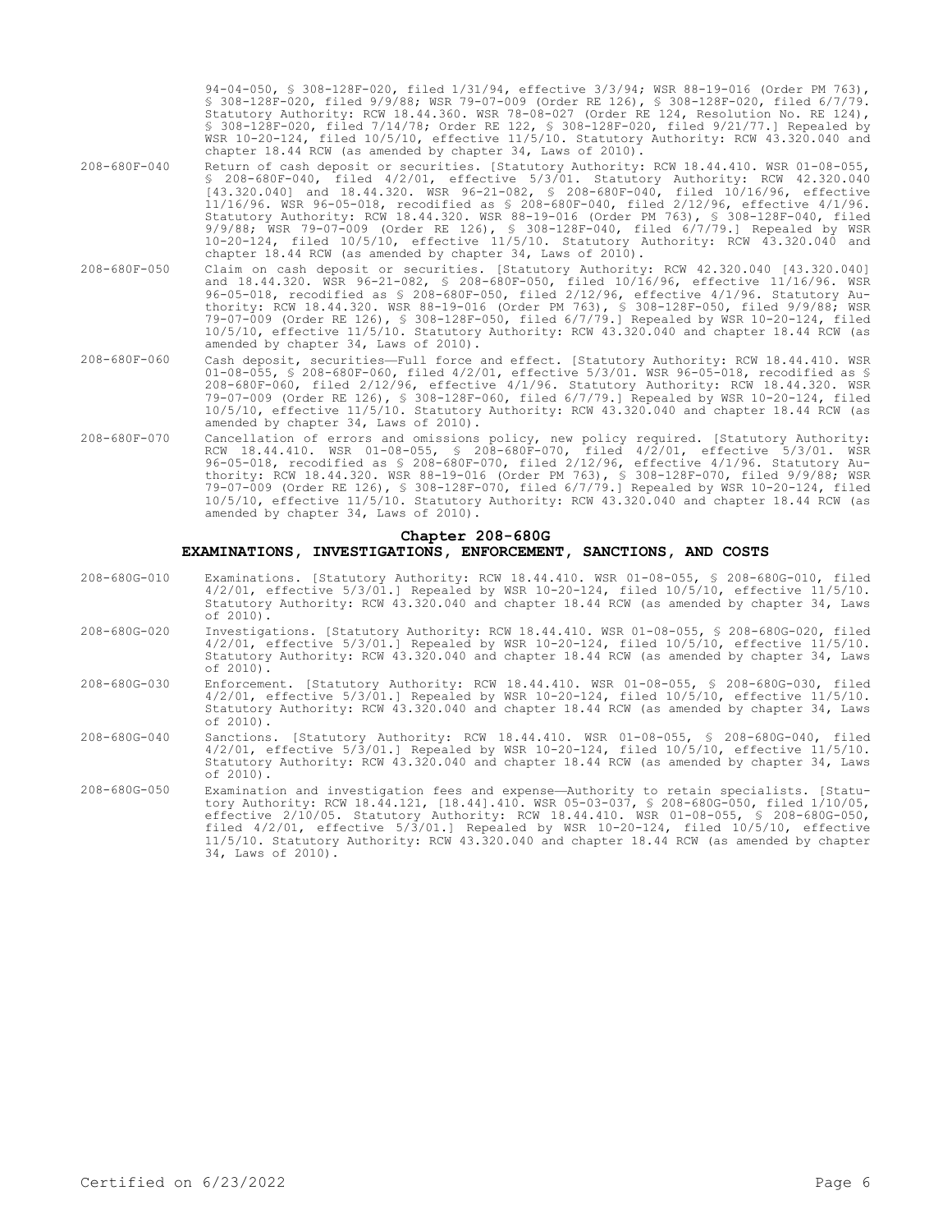94-04-050, § 308-128F-020, filed 1/31/94, effective 3/3/94; WSR 88-19-016 (Order PM 763), § 308-128F-020, filed 9/9/88; WSR 79-07-009 (Order RE 126), § 308-128F-020, filed 6/7/79. Statutory Authority: RCW 18.44.360. WSR 78-08-027 (Order RE 124, Resolution No. RE 124), § 308-128F-020, filed 7/14/78; Order RE 122, § 308-128F-020, filed 9/21/77.] Repealed by WSR 10-20-124, filed 10/5/10, effective 11/5/10. Statutory Authority: RCW 43.320.040 and chapter 18.44 RCW (as amended by chapter 34, Laws of 2010).

208-680F-040 Return of cash deposit or securities. [Statutory Authority: RCW 18.44.410. WSR 01-08-055, § 208-680F-040, filed 4/2/01, effective 5/3/01. Statutory Authority: RCW 42.320.040 [43.320.040] and 18.44.320. WSR 96-21-082, § 208-680F-040, filed 10/16/96, effective 11/16/96. WSR 96-05-018, recodified as § 208-680F-040, filed 2/12/96, effective 4/1/96. Statutory Authority: RCW 18.44.320. WSR 88-19-016 (Order PM 763), § 308-128F-040, filed 9/9/88; WSR 79-07-009 (Order RE 126), § 308-128F-040, filed 6/7/79.] Repealed by WSR 10-20-124, filed 10/5/10, effective 11/5/10. Statutory Authority: RCW 43.320.040 and chapter 18.44 RCW (as amended by chapter 34, Laws of 2010).

208-680F-050 Claim on cash deposit or securities. [Statutory Authority: RCW 42.320.040 [43.320.040] and 18.44.320. WSR 96-21-082, § 208-680F-050, filed 10/16/96, effective 11/16/96. WSR 96-05-018, recodified as § 208-680F-050, filed 2/12/96, effective 4/1/96. Statutory Authority: RCW 18.44.320. WSR 88-19-016 (Order PM 763), § 308-128F-050, filed 9/9/88; WSR 79-07-009 (Order RE 126), § 308-128F-050, filed 6/7/79.] Repealed by WSR 10-20-124, filed 10/5/10, effective 11/5/10. Statutory Authority: RCW 43.320.040 and chapter 18.44 RCW (as amended by chapter 34, Laws of 2010).

208-680F-060 Cash deposit, securities—Full force and effect. [Statutory Authority: RCW 18.44.410. WSR 01-08-055, § 208-680F-060, filed 4/2/01, effective 5/3/01. WSR 96-05-018, recodified as § 208-680F-060, filed 2/12/96, effective 4/1/96. Statutory Authority: RCW 18.44.320. WSR 79-07-009 (Order RE 126), § 308-128F-060, filed 6/7/79.] Repealed by WSR 10-20-124, filed 10/5/10, effective 11/5/10. Statutory Authority: RCW 43.320.040 and chapter 18.44 RCW (as amended by chapter 34, Laws of 2010).

208-680F-070 Cancellation of errors and omissions policy, new policy required. [Statutory Authority: RCW 18.44.410. WSR 01-08-055, § 208-680F-070, filed 4/2/01, effective 5/3/01. WSR 96-05-018, recodified as § 208-680F-070, filed 2/12/96, effective 4/1/96. Statutory Authority: RCW 18.44.320. WSR 88-19-016 (Order PM 763), § 308-128F-070, filed 9/9/88; WSR 79-07-009 (Order RE 126), § 308-128F-070, filed 6/7/79.] Repealed by WSR 10-20-124, filed 10/5/10, effective 11/5/10. Statutory Authority: RCW 43.320.040 and chapter 18.44 RCW (as amended by chapter 34, Laws of 2010).

## Chapter 208-680G
## EXAMINATIONS, INVESTIGATIONS, ENFORCEMENT, SANCTIONS, AND COSTS

208-680G-010 Examinations. [Statutory Authority: RCW 18.44.410. WSR 01-08-055, § 208-680G-010, filed 4/2/01, effective 5/3/01.] Repealed by WSR 10-20-124, filed 10/5/10, effective 11/5/10. Statutory Authority: RCW 43.320.040 and chapter 18.44 RCW (as amended by chapter 34, Laws of 2010).

208-680G-020 Investigations. [Statutory Authority: RCW 18.44.410. WSR 01-08-055, § 208-680G-020, filed 4/2/01, effective 5/3/01.] Repealed by WSR 10-20-124, filed 10/5/10, effective 11/5/10. Statutory Authority: RCW 43.320.040 and chapter 18.44 RCW (as amended by chapter 34, Laws of 2010).

208-680G-030 Enforcement. [Statutory Authority: RCW 18.44.410. WSR 01-08-055, § 208-680G-030, filed 4/2/01, effective 5/3/01.] Repealed by WSR 10-20-124, filed 10/5/10, effective 11/5/10. Statutory Authority: RCW 43.320.040 and chapter 18.44 RCW (as amended by chapter 34, Laws of 2010).

208-680G-040 Sanctions. [Statutory Authority: RCW 18.44.410. WSR 01-08-055, § 208-680G-040, filed 4/2/01, effective 5/3/01.] Repealed by WSR 10-20-124, filed 10/5/10, effective 11/5/10. Statutory Authority: RCW 43.320.040 and chapter 18.44 RCW (as amended by chapter 34, Laws of 2010).

208-680G-050 Examination and investigation fees and expense—Authority to retain specialists. [Statutory Authority: RCW 18.44.121, [18.44].410. WSR 05-03-037, § 208-680G-050, filed 1/10/05, effective 2/10/05. Statutory Authority: RCW 18.44.410. WSR 01-08-055, § 208-680G-050, filed 4/2/01, effective 5/3/01.] Repealed by WSR 10-20-124, filed 10/5/10, effective 11/5/10. Statutory Authority: RCW 43.320.040 and chapter 18.44 RCW (as amended by chapter 34, Laws of 2010).

Certified on 6/23/2022